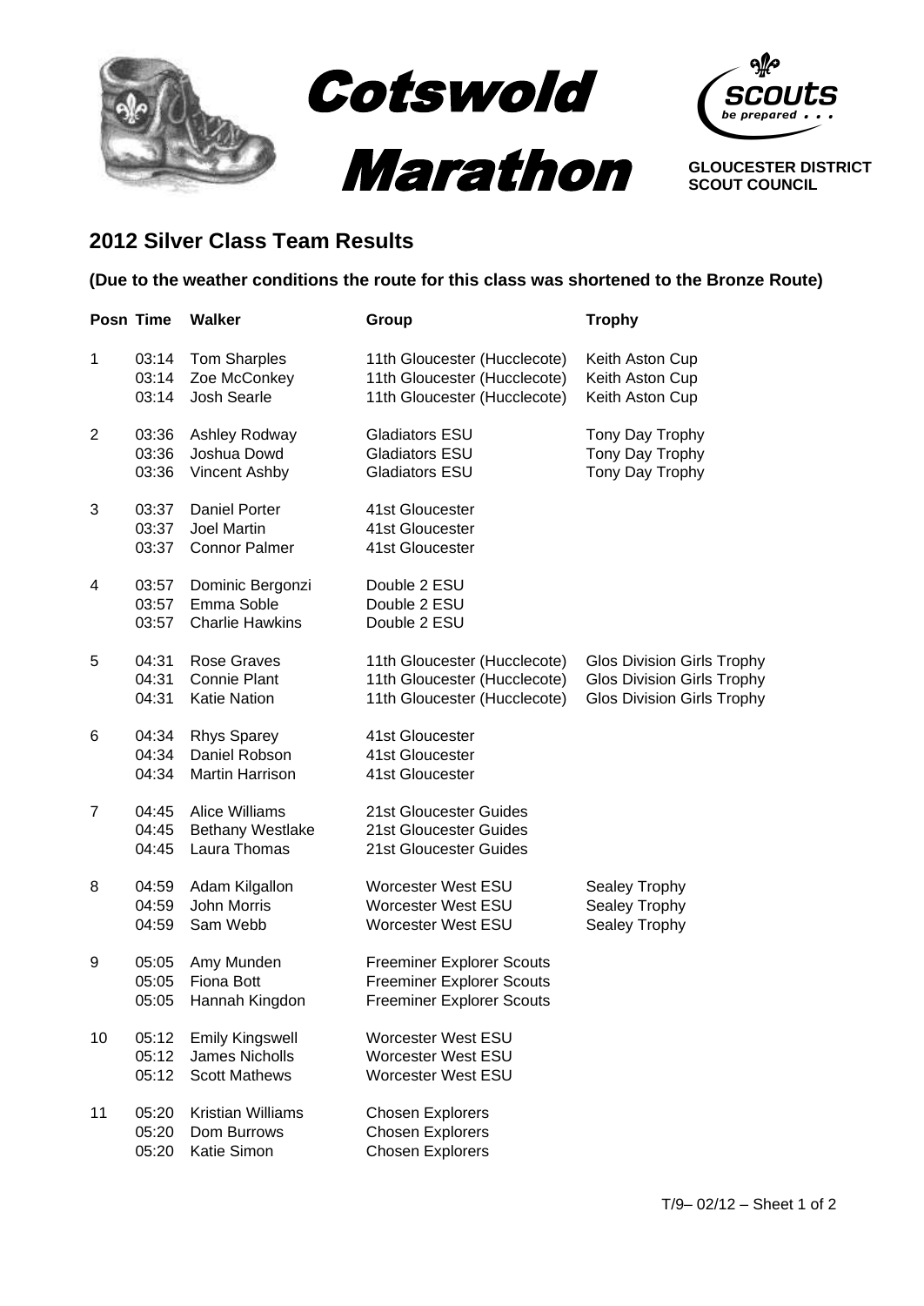# Cotswold Marathon

**GLOUCESTER DISTRICT SCOUT COUNCIL**

## 2012 Silver Class Team Results

**(Due to the weather conditions the route for this class was shortened to the Bronze Route)**

| Posn | Time | Walker | Group | Trophy |
|---|---|---|---|---|
| 1 | 03:14 | Tom Sharples | 11th Gloucester (Hucclecote) | Keith Aston Cup |
| | 03:14 | Zoe McConkey | 11th Gloucester (Hucclecote) | Keith Aston Cup |
| | 03:14 | Josh Searle | 11th Gloucester (Hucclecote) | Keith Aston Cup |
| 2 | 03:36 | Ashley Rodway | Gladiators ESU | Tony Day Trophy |
| | 03:36 | Joshua Dowd | Gladiators ESU | Tony Day Trophy |
| | 03:36 | Vincent Ashby | Gladiators ESU | Tony Day Trophy |
| 3 | 03:37 | Daniel Porter | 41st Gloucester | |
| | 03:37 | Joel Martin | 41st Gloucester | |
| | 03:37 | Connor Palmer | 41st Gloucester | |
| 4 | 03:57 | Dominic Bergonzi | Double 2 ESU | |
| | 03:57 | Emma Soble | Double 2 ESU | |
| | 03:57 | Charlie Hawkins | Double 2 ESU | |
| 5 | 04:31 | Rose Graves | 11th Gloucester (Hucclecote) | Glos Division Girls Trophy |
| | 04:31 | Connie Plant | 11th Gloucester (Hucclecote) | Glos Division Girls Trophy |
| | 04:31 | Katie Nation | 11th Gloucester (Hucclecote) | Glos Division Girls Trophy |
| 6 | 04:34 | Rhys Sparey | 41st Gloucester | |
| | 04:34 | Daniel Robson | 41st Gloucester | |
| | 04:34 | Martin Harrison | 41st Gloucester | |
| 7 | 04:45 | Alice Williams | 21st Gloucester Guides | |
| | 04:45 | Bethany Westlake | 21st Gloucester Guides | |
| | 04:45 | Laura Thomas | 21st Gloucester Guides | |
| 8 | 04:59 | Adam Kilgallon | Worcester West ESU | Sealey Trophy |
| | 04:59 | John Morris | Worcester West ESU | Sealey Trophy |
| | 04:59 | Sam Webb | Worcester West ESU | Sealey Trophy |
| 9 | 05:05 | Amy Munden | Freeminer Explorer Scouts | |
| | 05:05 | Fiona Bott | Freeminer Explorer Scouts | |
| | 05:05 | Hannah Kingdon | Freeminer Explorer Scouts | |
| 10 | 05:12 | Emily Kingswell | Worcester West ESU | |
| | 05:12 | James Nicholls | Worcester West ESU | |
| | 05:12 | Scott Mathews | Worcester West ESU | |
| 11 | 05:20 | Kristian Williams | Chosen Explorers | |
| | 05:20 | Dom Burrows | Chosen Explorers | |
| | 05:20 | Katie Simon | Chosen Explorers | |

T/9– 02/12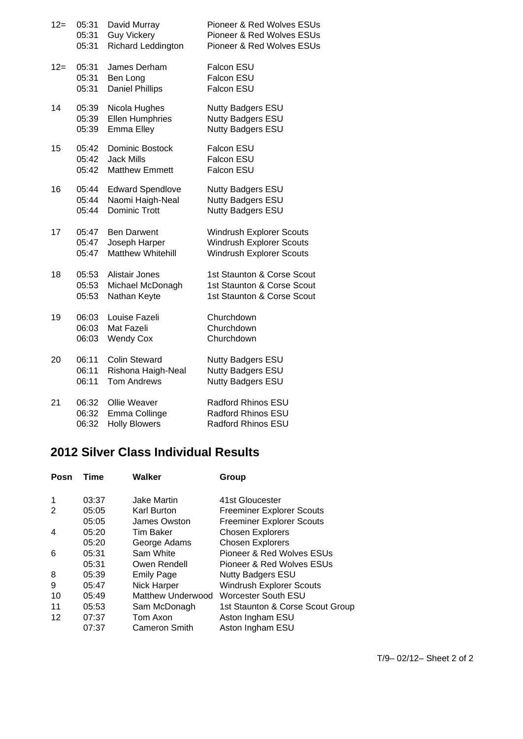| | | | |
|---|---|---|---|
| 12= | 05:31 | David Murray | Pioneer & Red Wolves ESUs |
| | 05:31 | Guy Vickery | Pioneer & Red Wolves ESUs |
| | 05:31 | Richard Leddington | Pioneer & Red Wolves ESUs |
| 12= | 05:31 | James Derham | Falcon ESU |
| | 05:31 | Ben Long | Falcon ESU |
| | 05:31 | Daniel Phillips | Falcon ESU |
| 14 | 05:39 | Nicola Hughes | Nutty Badgers ESU |
| | 05:39 | Ellen Humphries | Nutty Badgers ESU |
| | 05:39 | Emma Elley | Nutty Badgers ESU |
| 15 | 05:42 | Dominic Bostock | Falcon ESU |
| | 05:42 | Jack Mills | Falcon ESU |
| | 05:42 | Matthew Emmett | Falcon ESU |
| 16 | 05:44 | Edward Spendlove | Nutty Badgers ESU |
| | 05:44 | Naomi Haigh-Neal | Nutty Badgers ESU |
| | 05:44 | Dominic Trott | Nutty Badgers ESU |
| 17 | 05:47 | Ben Darwent | Windrush Explorer Scouts |
| | 05:47 | Joseph Harper | Windrush Explorer Scouts |
| | 05:47 | Matthew Whitehill | Windrush Explorer Scouts |
| 18 | 05:53 | Alistair Jones | 1st Staunton & Corse Scout |
| | 05:53 | Michael McDonagh | 1st Staunton & Corse Scout |
| | 05:53 | Nathan Keyte | 1st Staunton & Corse Scout |
| 19 | 06:03 | Louise Fazeli | Churchdown |
| | 06:03 | Mat Fazeli | Churchdown |
| | 06:03 | Wendy Cox | Churchdown |
| 20 | 06:11 | Colin Steward | Nutty Badgers ESU |
| | 06:11 | Rishona Haigh-Neal | Nutty Badgers ESU |
| | 06:11 | Tom Andrews | Nutty Badgers ESU |
| 21 | 06:32 | Ollie Weaver | Radford Rhinos ESU |
| | 06:32 | Emma Collinge | Radford Rhinos ESU |
| | 06:32 | Holly Blowers | Radford Rhinos ESU |

## 2012 Silver Class Individual Results

| Posn | Time | Walker | Group |
|---|---|---|---|
| 1 | 03:37 | Jake Martin | 41st Gloucester |
| 2 | 05:05 | Karl Burton | Freeminer Explorer Scouts |
| | 05:05 | James Owston | Freeminer Explorer Scouts |
| 4 | 05:20 | Tim Baker | Chosen Explorers |
| | 05:20 | George Adams | Chosen Explorers |
| 6 | 05:31 | Sam White | Pioneer & Red Wolves ESUs |
| | 05:31 | Owen Rendell | Pioneer & Red Wolves ESUs |
| 8 | 05:39 | Emily Page | Nutty Badgers ESU |
| 9 | 05:47 | Nick Harper | Windrush Explorer Scouts |
| 10 | 05:49 | Matthew Underwood | Worcester South ESU |
| 11 | 05:53 | Sam McDonagh | 1st Staunton & Corse Scout Group |
| 12 | 07:37 | Tom Axon | Aston Ingham ESU |
| | 07:37 | Cameron Smith | Aston Ingham ESU |

T/9– 02/12– Sheet 2 of 2